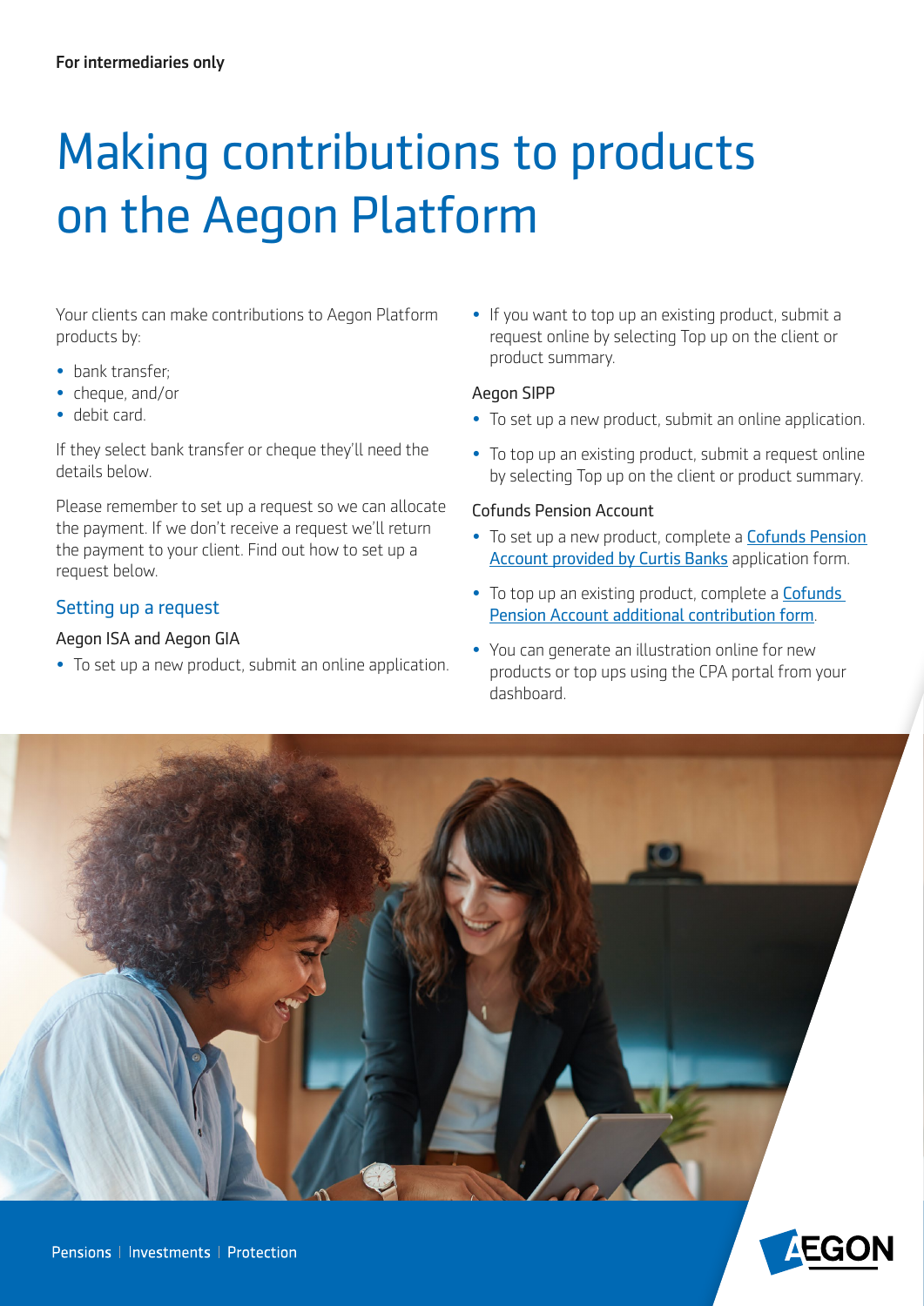For intermediaries only

# Making contributions to products on the Aegon Platform

Your clients can make contributions to Aegon Platform products by:

- bank transfer;
- cheque, and/or
- debit card.

If they select bank transfer or cheque they'll need the details below.

Please remember to set up a request so we can allocate the payment. If we don't receive a request we'll return the payment to your client. Find out how to set up a request below.

## Setting up a request

### Aegon ISA and Aegon GIA

- To set up a new product, submit an online application.
- If you want to top up an existing product, submit a request online by selecting Top up on the client or product summary.

### Aegon SIPP

- To set up a new product, submit an online application.
- To top up an existing product, submit a request online by selecting Top up on the client or product summary.

### Cofunds Pension Account

- To set up a new product, complete a Cofunds Pension Account provided by Curtis Banks application form.
- To top up an existing product, complete a Cofunds Pension Account additional contribution form.
- You can generate an illustration online for new products or top ups using the CPA portal from your dashboard.

Pensions | Investments | Protection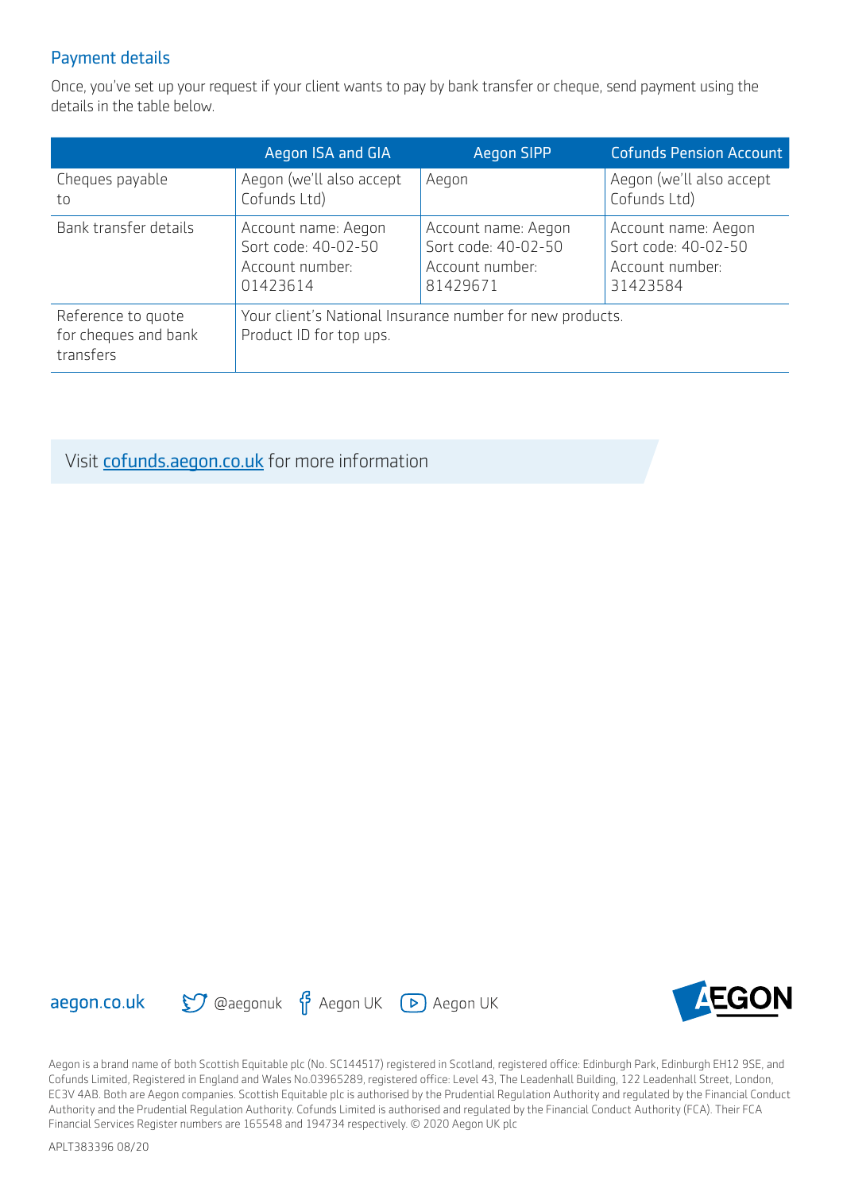## Payment details

Once, you've set up your request if your client wants to pay by bank transfer or cheque, send payment using the details in the table below.

| | Aegon ISA and GIA | Aegon SIPP | Cofunds Pension Account |
|---|---|---|---|
| Cheques payable to | Aegon (we'll also accept Cofunds Ltd) | Aegon | Aegon (we'll also accept Cofunds Ltd) |
| Bank transfer details | Account name: Aegon<br>Sort code: 40-02-50<br>Account number: 01423614 | Account name: Aegon<br>Sort code: 40-02-50<br>Account number: 81429671 | Account name: Aegon<br>Sort code: 40-02-50<br>Account number: 31423584 |
| Reference to quote for cheques and bank transfers | Your client's National Insurance number for new products. Product ID for top ups. | | |

Visit cofunds.aegon.co.uk for more information

aegon.co.uk @aegonuk Aegon UK Aegon UK

Aegon is a brand name of both Scottish Equitable plc (No. SC144517) registered in Scotland, registered office: Edinburgh Park, Edinburgh EH12 9SE, and Cofunds Limited, Registered in England and Wales No.03965289, registered office: Level 43, The Leadenhall Building, 122 Leadenhall Street, London, EC3V 4AB. Both are Aegon companies. Scottish Equitable plc is authorised by the Prudential Regulation Authority and regulated by the Financial Conduct Authority and the Prudential Regulation Authority. Cofunds Limited is authorised and regulated by the Financial Conduct Authority (FCA). Their FCA Financial Services Register numbers are 165548 and 194734 respectively. © 2020 Aegon UK plc

APLT383396 08/20